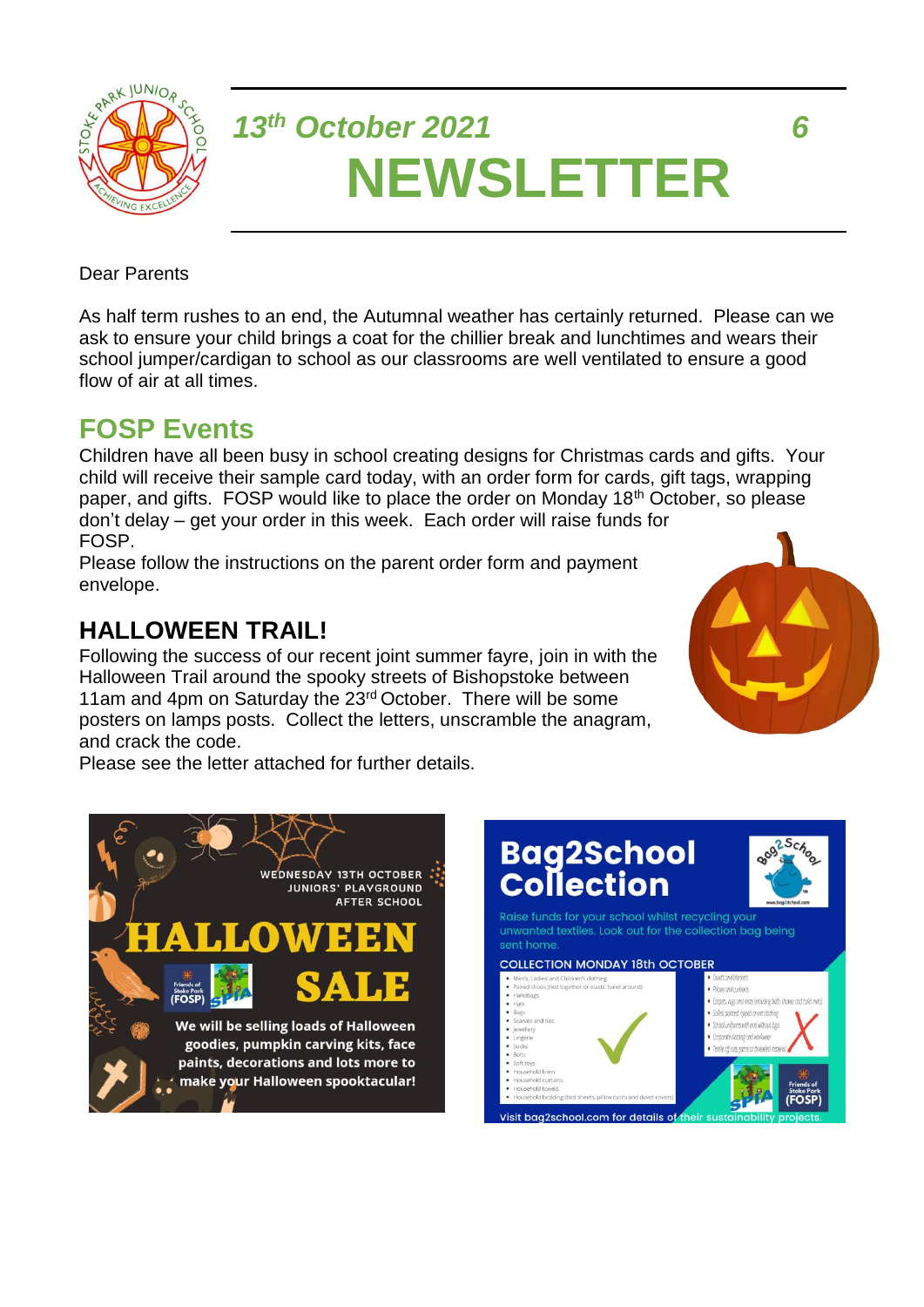*13th October 2021* *6*

# NEWSLETTER

Dear Parents

As half term rushes to an end, the Autumnal weather has certainly returned. Please can we ask to ensure your child brings a coat for the chillier break and lunchtimes and wears their school jumper/cardigan to school as our classrooms are well ventilated to ensure a good flow of air at all times.

## FOSP Events

Children have all been busy in school creating designs for Christmas cards and gifts. Your child will receive their sample card today, with an order form for cards, gift tags, wrapping paper, and gifts. FOSP would like to place the order on Monday 18th October, so please don't delay – get your order in this week. Each order will raise funds for FOSP.

Please follow the instructions on the parent order form and payment envelope.

## HALLOWEEN TRAIL!

Following the success of our recent joint summer fayre, join in with the Halloween Trail around the spooky streets of Bishopstoke between 11am and 4pm on Saturday the 23rd October. There will be some posters on lamps posts. Collect the letters, unscramble the anagram, and crack the code.

Please see the letter attached for further details.

WEDNESDAY 13TH OCTOBER
JUNIORS' PLAYGROUND
AFTER SCHOOL

**HALLOWEEN SALE**

We will be selling loads of Halloween goodies, pumpkin carving kits, face paints, decorations and lots more to make your Halloween spooktacular!

**Bag2School Collection**

Raise funds for your school whilst recycling your unwanted textiles. Look out for the collection bag being sent home.

COLLECTION MONDAY 18th OCTOBER

Visit bag2school.com for details of their sustainability projects.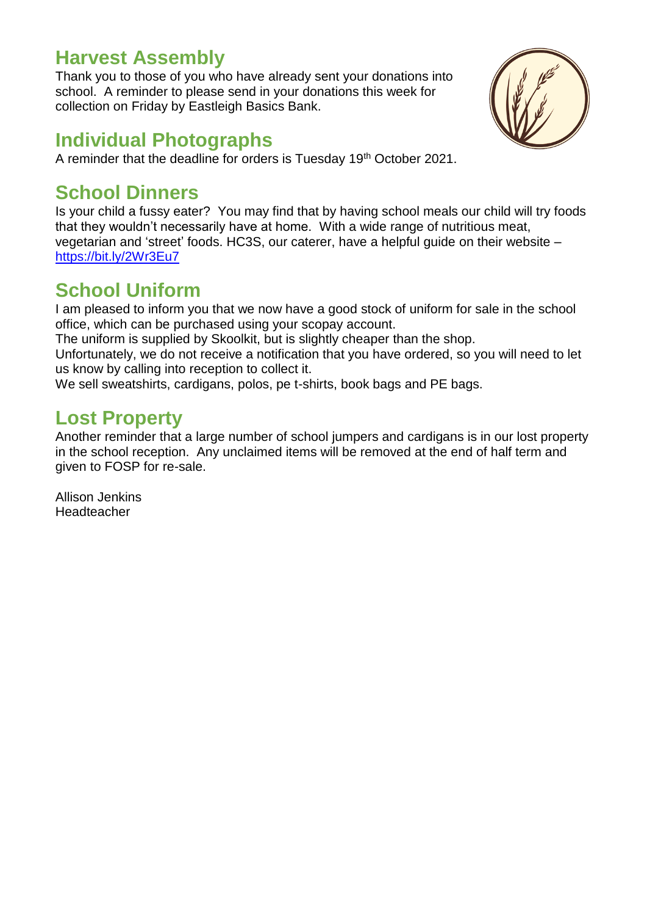## Harvest Assembly

Thank you to those of you who have already sent your donations into school. A reminder to please send in your donations this week for collection on Friday by Eastleigh Basics Bank.

## Individual Photographs

A reminder that the deadline for orders is Tuesday 19th October 2021.

## School Dinners

Is your child a fussy eater? You may find that by having school meals our child will try foods that they wouldn't necessarily have at home. With a wide range of nutritious meat, vegetarian and 'street' foods. HC3S, our caterer, have a helpful guide on their website – https://bit.ly/2Wr3Eu7

## School Uniform

I am pleased to inform you that we now have a good stock of uniform for sale in the school office, which can be purchased using your scopay account.

The uniform is supplied by Skoolkit, but is slightly cheaper than the shop.

Unfortunately, we do not receive a notification that you have ordered, so you will need to let us know by calling into reception to collect it.

We sell sweatshirts, cardigans, polos, pe t-shirts, book bags and PE bags.

## Lost Property

Another reminder that a large number of school jumpers and cardigans is in our lost property in the school reception. Any unclaimed items will be removed at the end of half term and given to FOSP for re-sale.

Allison Jenkins
Headteacher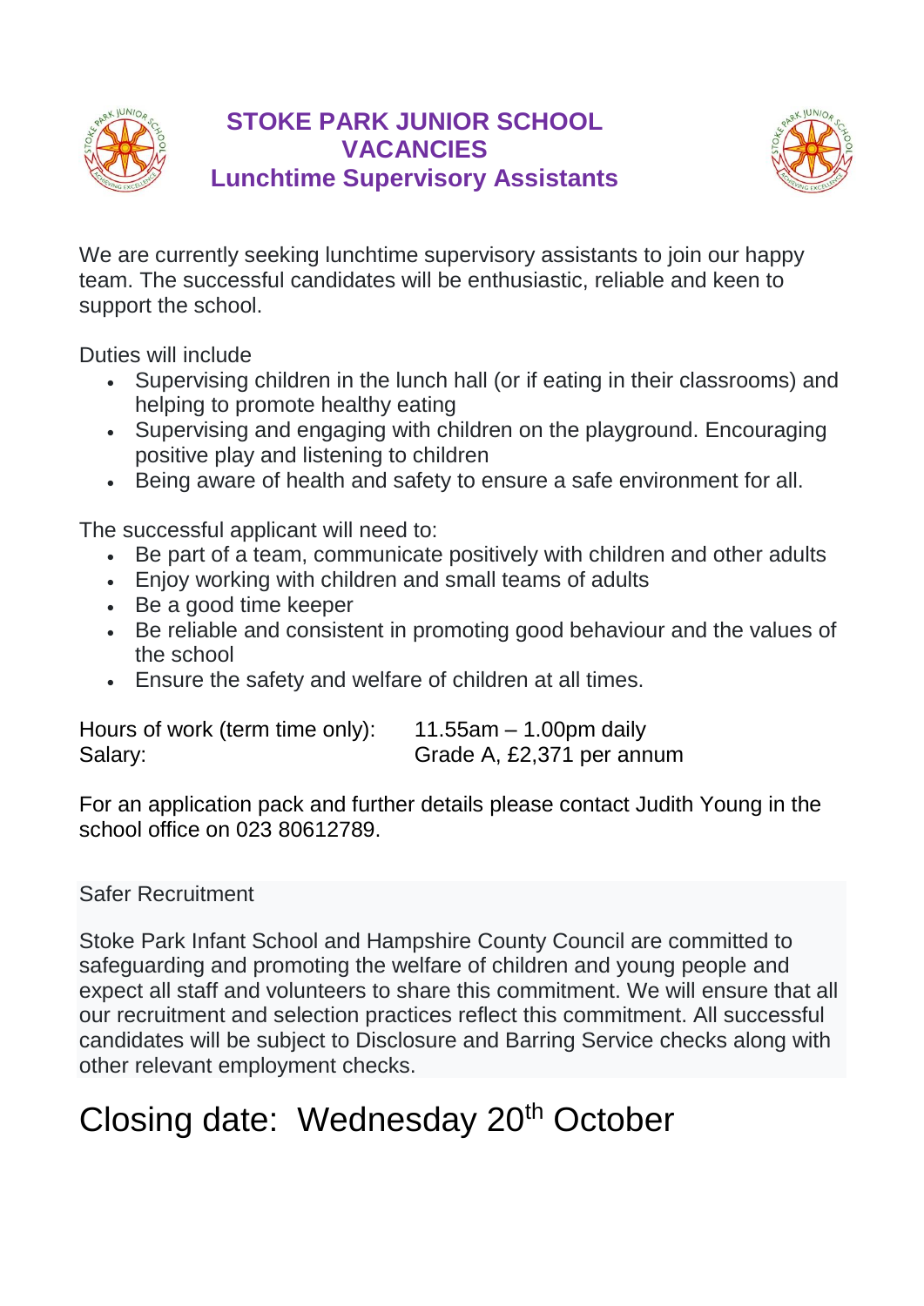# STOKE PARK JUNIOR SCHOOL VACANCIES

## Lunchtime Supervisory Assistants

We are currently seeking lunchtime supervisory assistants to join our happy team. The successful candidates will be enthusiastic, reliable and keen to support the school.

Duties will include

- Supervising children in the lunch hall (or if eating in their classrooms) and helping to promote healthy eating
- Supervising and engaging with children on the playground. Encouraging positive play and listening to children
- Being aware of health and safety to ensure a safe environment for all.

The successful applicant will need to:

- Be part of a team, communicate positively with children and other adults
- Enjoy working with children and small teams of adults
- Be a good time keeper
- Be reliable and consistent in promoting good behaviour and the values of the school
- Ensure the safety and welfare of children at all times.

| | |
|---|---|
| Hours of work (term time only): | 11.55am – 1.00pm daily |
| Salary: | Grade A, £2,371 per annum |

For an application pack and further details please contact Judith Young in the school office on 023 80612789.

Safer Recruitment

Stoke Park Infant School and Hampshire County Council are committed to safeguarding and promoting the welfare of children and young people and expect all staff and volunteers to share this commitment. We will ensure that all our recruitment and selection practices reflect this commitment. All successful candidates will be subject to Disclosure and Barring Service checks along with other relevant employment checks.

# Closing date: Wednesday 20th October